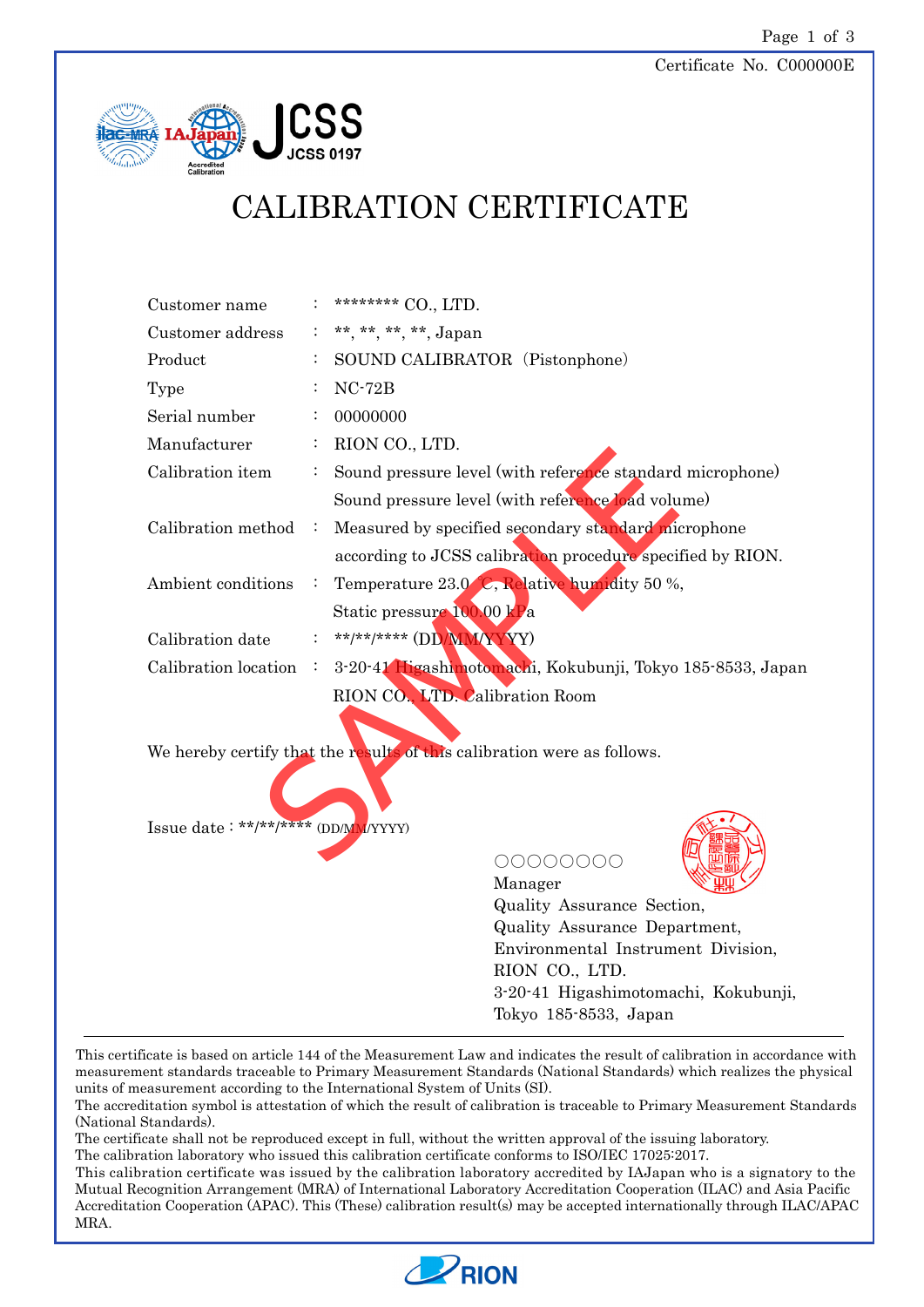Certificate No. C000000E

JCSS 0197

# CALIBRATION CERTIFICATE

| | | |
|---|---|---|
| Customer name | : | ******** CO., LTD. |
| Customer address | : | **, **, **, **, Japan |
| Product | : | SOUND CALIBRATOR (Pistonphone) |
| Type | : | NC-72B |
| Serial number | : | 00000000 |
| Manufacturer | : | RION CO., LTD. |
| Calibration item | : | Sound pressure level (with reference standard microphone)<br>Sound pressure level (with reference load volume) |
| Calibration method | : | Measured by specified secondary standard microphone according to JCSS calibration procedure specified by RION. |
| Ambient conditions | : | Temperature 23.0 °C, Relative humidity 50 %,<br>Static pressure 100.00 kPa |
| Calibration date | : | **/**/**** (DD/MM/YYYY) |
| Calibration location | : | 3-20-41 Higashimotomachi, Kokubunji, Tokyo 185-8533, Japan<br>RION CO., LTD. Calibration Room |

We hereby certify that the results of this calibration were as follows.

Issue date : **/**/**** (DD/MM/YYYY)

○○○○○○○○
Manager
Quality Assurance Section,
Quality Assurance Department,
Environmental Instrument Division,
RION CO., LTD.
3-20-41 Higashimotomachi, Kokubunji,
Tokyo 185-8533, Japan

This certificate is based on article 144 of the Measurement Law and indicates the result of calibration in accordance with measurement standards traceable to Primary Measurement Standards (National Standards) which realizes the physical units of measurement according to the International System of Units (SI).
The accreditation symbol is attestation of which the result of calibration is traceable to Primary Measurement Standards (National Standards).
The certificate shall not be reproduced except in full, without the written approval of the issuing laboratory.
The calibration laboratory who issued this calibration certificate conforms to ISO/IEC 17025:2017.
This calibration certificate was issued by the calibration laboratory accredited by IAJapan who is a signatory to the Mutual Recognition Arrangement (MRA) of International Laboratory Accreditation Cooperation (ILAC) and Asia Pacific Accreditation Cooperation (APAC). This (These) calibration result(s) may be accepted internationally through ILAC/APAC MRA.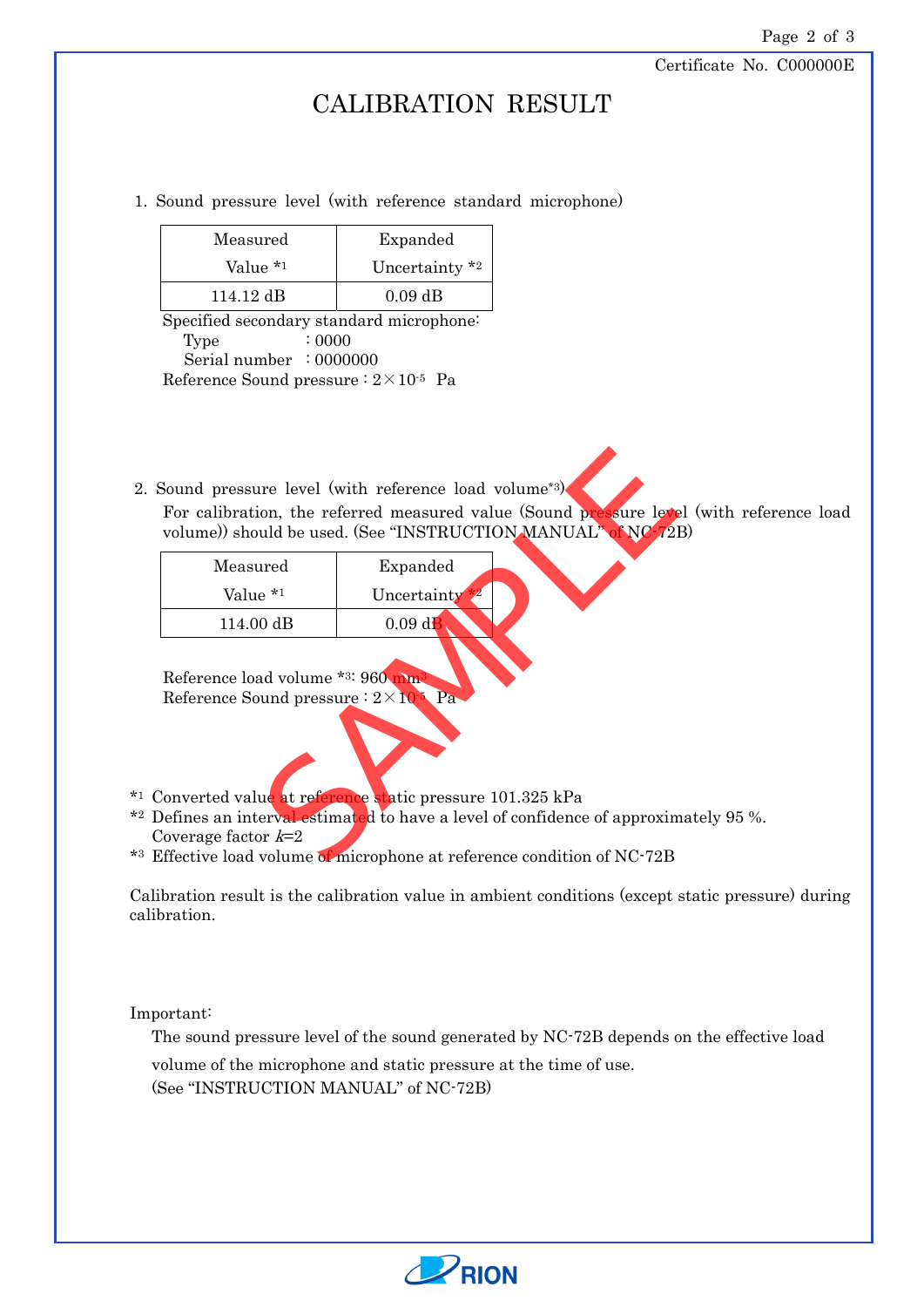Certificate No. C000000E

# CALIBRATION RESULT

1. Sound pressure level (with reference standard microphone)

| Measured Value *1 | Expanded Uncertainty *2 |
|---|---|
| 114.12 dB | 0.09 dB |

Specified secondary standard microphone:
  Type : 0000
  Serial number : 0000000
Reference Sound pressure : $2 \times 10^{-5}$ Pa

2. Sound pressure level (with reference load volume*3)
   For calibration, the referred measured value (Sound pressure level (with reference load volume)) should be used. (See "INSTRUCTION MANUAL" of NC-72B)

| Measured Value *1 | Expanded Uncertainty *2 |
|---|---|
| 114.00 dB | 0.09 dB |

Reference load volume *3: 960 $mm^3$
Reference Sound pressure : $2 \times 10^{-5}$ Pa

*1 Converted value at reference static pressure 101.325 kPa
*2 Defines an interval estimated to have a level of confidence of approximately 95 %.
  Coverage factor $k$=2
*3 Effective load volume of microphone at reference condition of NC-72B

Calibration result is the calibration value in ambient conditions (except static pressure) during calibration.

Important:
  The sound pressure level of the sound generated by NC-72B depends on the effective load volume of the microphone and static pressure at the time of use.
  (See "INSTRUCTION MANUAL" of NC-72B)

SAMPLE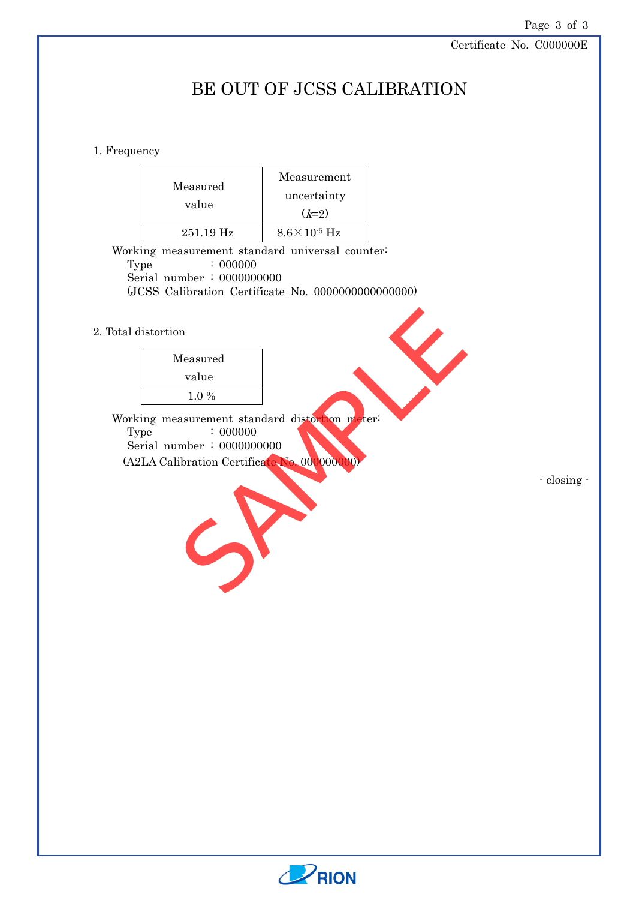Certificate No. C000000E

# BE OUT OF JCSS CALIBRATION

## 1. Frequency

| Measured value | Measurement uncertainty ($k$=2) |
|---|---|
| 251.19 Hz | $8.6 \times 10^{-5}$ Hz |

Working measurement standard universal counter:
Type : 000000
Serial number : 0000000000
(JCSS Calibration Certificate No. 0000000000000000)

## 2. Total distortion

| Measured value |
|---|
| 1.0 % |

Working measurement standard distortion meter:
Type : 000000
Serial number : 0000000000
(A2LA Calibration Certificate No. 000000000)

- closing -

SAMPLE